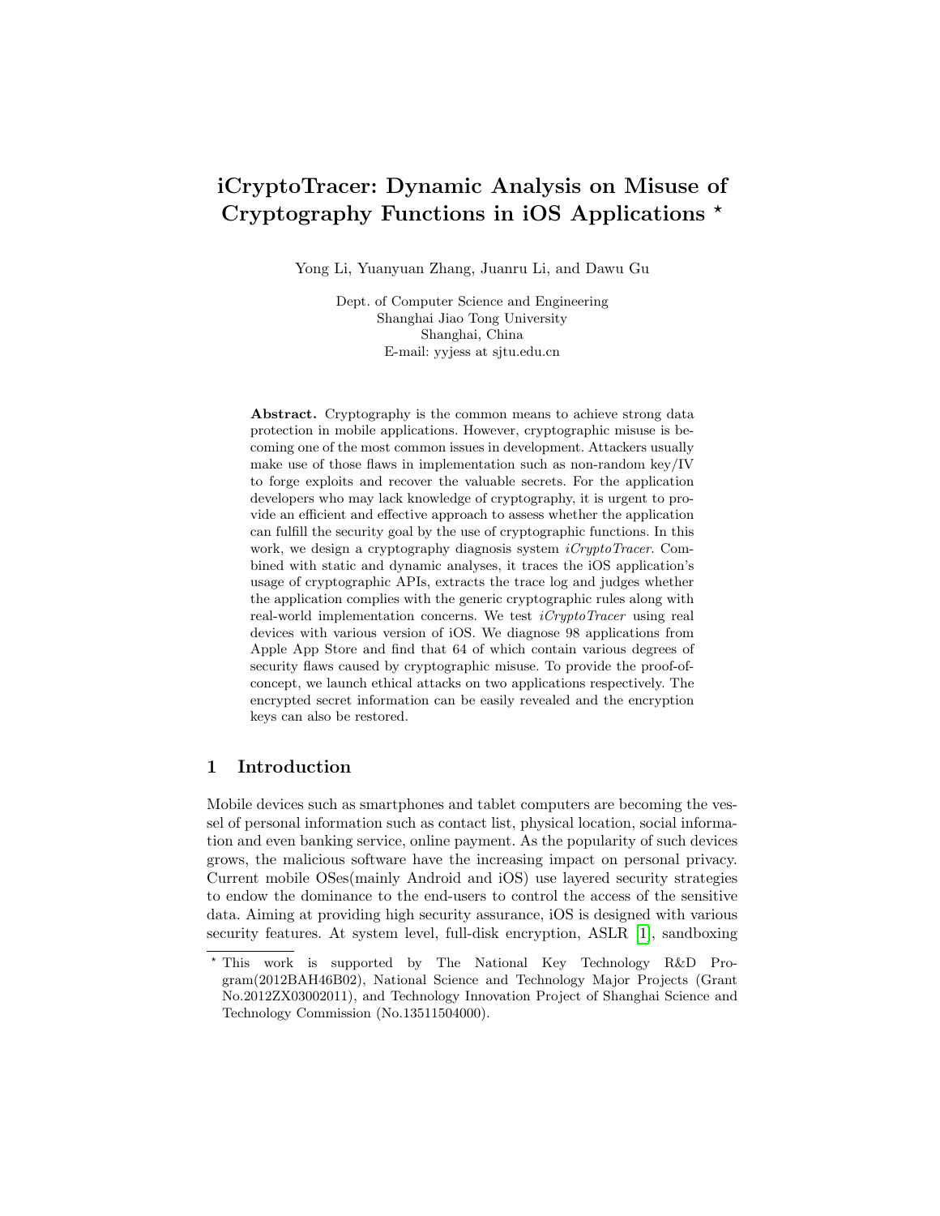# iCryptoTracer: Dynamic Analysis on Misuse of Cryptography Functions in iOS Applications ⋆

Yong Li, Yuanyuan Zhang, Juanru Li, and Dawu Gu

Dept. of Computer Science and Engineering
Shanghai Jiao Tong University
Shanghai, China
E-mail: yyjess at sjtu.edu.cn

**Abstract.** Cryptography is the common means to achieve strong data protection in mobile applications. However, cryptographic misuse is becoming one of the most common issues in development. Attackers usually make use of those flaws in implementation such as non-random key/IV to forge exploits and recover the valuable secrets. For the application developers who may lack knowledge of cryptography, it is urgent to provide an efficient and effective approach to assess whether the application can fulfill the security goal by the use of cryptographic functions. In this work, we design a cryptography diagnosis system *iCryptoTracer*. Combined with static and dynamic analyses, it traces the iOS application's usage of cryptographic APIs, extracts the trace log and judges whether the application complies with the generic cryptographic rules along with real-world implementation concerns. We test *iCryptoTracer* using real devices with various version of iOS. We diagnose 98 applications from Apple App Store and find that 64 of which contain various degrees of security flaws caused by cryptographic misuse. To provide the proof-of-concept, we launch ethical attacks on two applications respectively. The encrypted secret information can be easily revealed and the encryption keys can also be restored.

## 1 Introduction

Mobile devices such as smartphones and tablet computers are becoming the vessel of personal information such as contact list, physical location, social information and even banking service, online payment. As the popularity of such devices grows, the malicious software have the increasing impact on personal privacy. Current mobile OSes(mainly Android and iOS) use layered security strategies to endow the dominance to the end-users to control the access of the sensitive data. Aiming at providing high security assurance, iOS is designed with various security features. At system level, full-disk encryption, ASLR [1], sandboxing

---

⋆ This work is supported by The National Key Technology R&D Program(2012BAH46B02), National Science and Technology Major Projects (Grant No.2012ZX03002011), and Technology Innovation Project of Shanghai Science and Technology Commission (No.13511504000).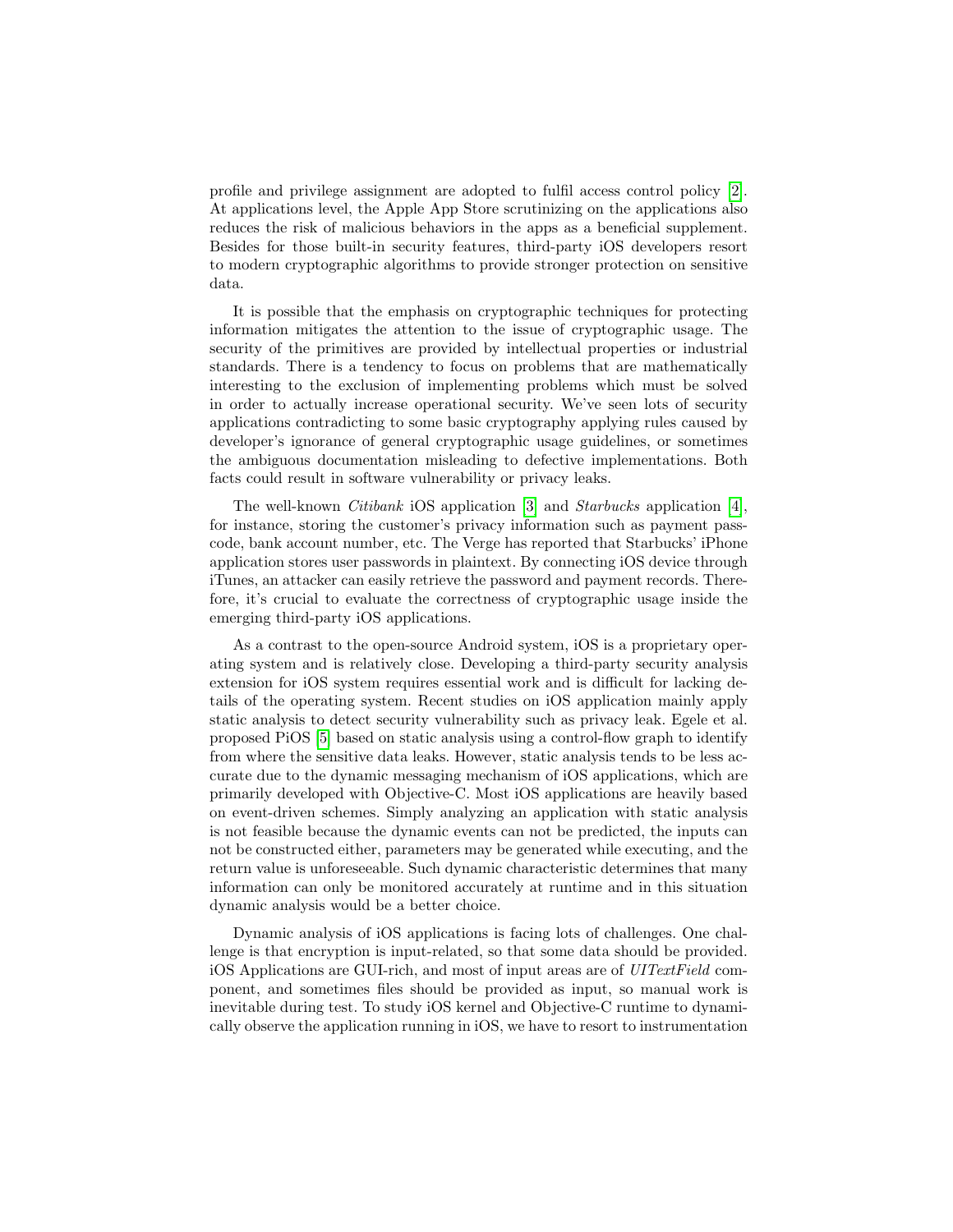profile and privilege assignment are adopted to fulfil access control policy [2]. At applications level, the Apple App Store scrutinizing on the applications also reduces the risk of malicious behaviors in the apps as a beneficial supplement. Besides for those built-in security features, third-party iOS developers resort to modern cryptographic algorithms to provide stronger protection on sensitive data.

It is possible that the emphasis on cryptographic techniques for protecting information mitigates the attention to the issue of cryptographic usage. The security of the primitives are provided by intellectual properties or industrial standards. There is a tendency to focus on problems that are mathematically interesting to the exclusion of implementing problems which must be solved in order to actually increase operational security. We've seen lots of security applications contradicting to some basic cryptography applying rules caused by developer's ignorance of general cryptographic usage guidelines, or sometimes the ambiguous documentation misleading to defective implementations. Both facts could result in software vulnerability or privacy leaks.

The well-known *Citibank* iOS application [3] and *Starbucks* application [4], for instance, storing the customer's privacy information such as payment passcode, bank account number, etc. The Verge has reported that Starbucks' iPhone application stores user passwords in plaintext. By connecting iOS device through iTunes, an attacker can easily retrieve the password and payment records. Therefore, it's crucial to evaluate the correctness of cryptographic usage inside the emerging third-party iOS applications.

As a contrast to the open-source Android system, iOS is a proprietary operating system and is relatively close. Developing a third-party security analysis extension for iOS system requires essential work and is difficult for lacking details of the operating system. Recent studies on iOS application mainly apply static analysis to detect security vulnerability such as privacy leak. Egele et al. proposed PiOS [5] based on static analysis using a control-flow graph to identify from where the sensitive data leaks. However, static analysis tends to be less accurate due to the dynamic messaging mechanism of iOS applications, which are primarily developed with Objective-C. Most iOS applications are heavily based on event-driven schemes. Simply analyzing an application with static analysis is not feasible because the dynamic events can not be predicted, the inputs can not be constructed either, parameters may be generated while executing, and the return value is unforeseeable. Such dynamic characteristic determines that many information can only be monitored accurately at runtime and in this situation dynamic analysis would be a better choice.

Dynamic analysis of iOS applications is facing lots of challenges. One challenge is that encryption is input-related, so that some data should be provided. iOS Applications are GUI-rich, and most of input areas are of *UITextField* component, and sometimes files should be provided as input, so manual work is inevitable during test. To study iOS kernel and Objective-C runtime to dynamically observe the application running in iOS, we have to resort to instrumentation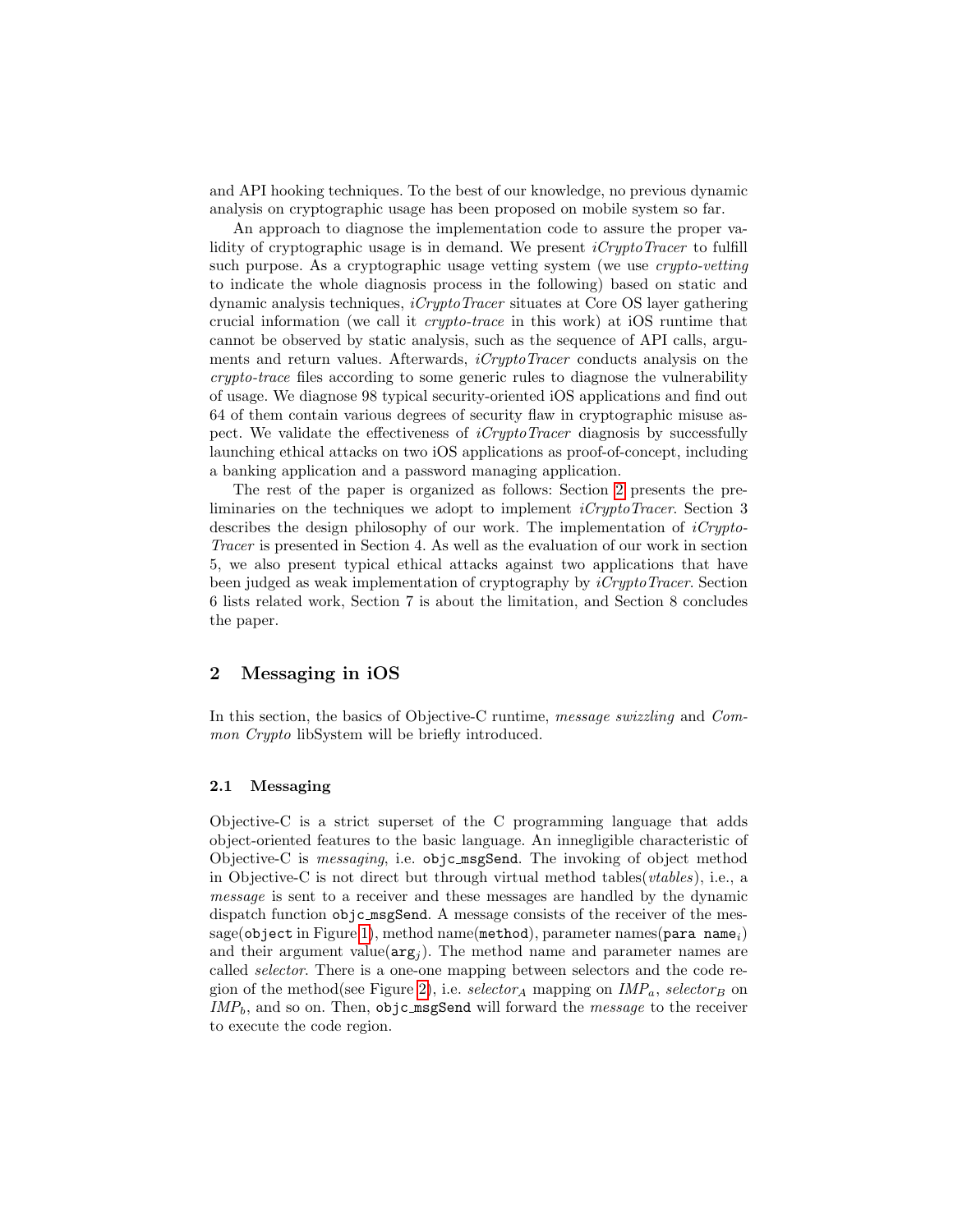and API hooking techniques. To the best of our knowledge, no previous dynamic analysis on cryptographic usage has been proposed on mobile system so far.

An approach to diagnose the implementation code to assure the proper validity of cryptographic usage is in demand. We present *iCryptoTracer* to fulfill such purpose. As a cryptographic usage vetting system (we use *crypto-vetting* to indicate the whole diagnosis process in the following) based on static and dynamic analysis techniques, *iCryptoTracer* situates at Core OS layer gathering crucial information (we call it *crypto-trace* in this work) at iOS runtime that cannot be observed by static analysis, such as the sequence of API calls, arguments and return values. Afterwards, *iCryptoTracer* conducts analysis on the *crypto-trace* files according to some generic rules to diagnose the vulnerability of usage. We diagnose 98 typical security-oriented iOS applications and find out 64 of them contain various degrees of security flaw in cryptographic misuse aspect. We validate the effectiveness of *iCryptoTracer* diagnosis by successfully launching ethical attacks on two iOS applications as proof-of-concept, including a banking application and a password managing application.

The rest of the paper is organized as follows: Section 2 presents the preliminaries on the techniques we adopt to implement *iCryptoTracer*. Section 3 describes the design philosophy of our work. The implementation of *iCryptoTracer* is presented in Section 4. As well as the evaluation of our work in section 5, we also present typical ethical attacks against two applications that have been judged as weak implementation of cryptography by *iCryptoTracer*. Section 6 lists related work, Section 7 is about the limitation, and Section 8 concludes the paper.

## 2 Messaging in iOS

In this section, the basics of Objective-C runtime, *message swizzling* and *Common Crypto* libSystem will be briefly introduced.

### 2.1 Messaging

Objective-C is a strict superset of the C programming language that adds object-oriented features to the basic language. An innegligible characteristic of Objective-C is *messaging*, i.e. `objc_msgSend`. The invoking of object method in Objective-C is not direct but through virtual method tables(*vtables*), i.e., a *message* is sent to a receiver and these messages are handled by the dynamic dispatch function `objc_msgSend`. A message consists of the receiver of the message(`object` in Figure 1), method name(`method`), parameter names(`para name`$_i$) and their argument value(`arg`$_j$). The method name and parameter names are called *selector*. There is a one-one mapping between selectors and the code region of the method(see Figure 2), i.e. $selector_A$ mapping on $IMP_a$, $selector_B$ on $IMP_b$, and so on. Then, `objc_msgSend` will forward the *message* to the receiver to execute the code region.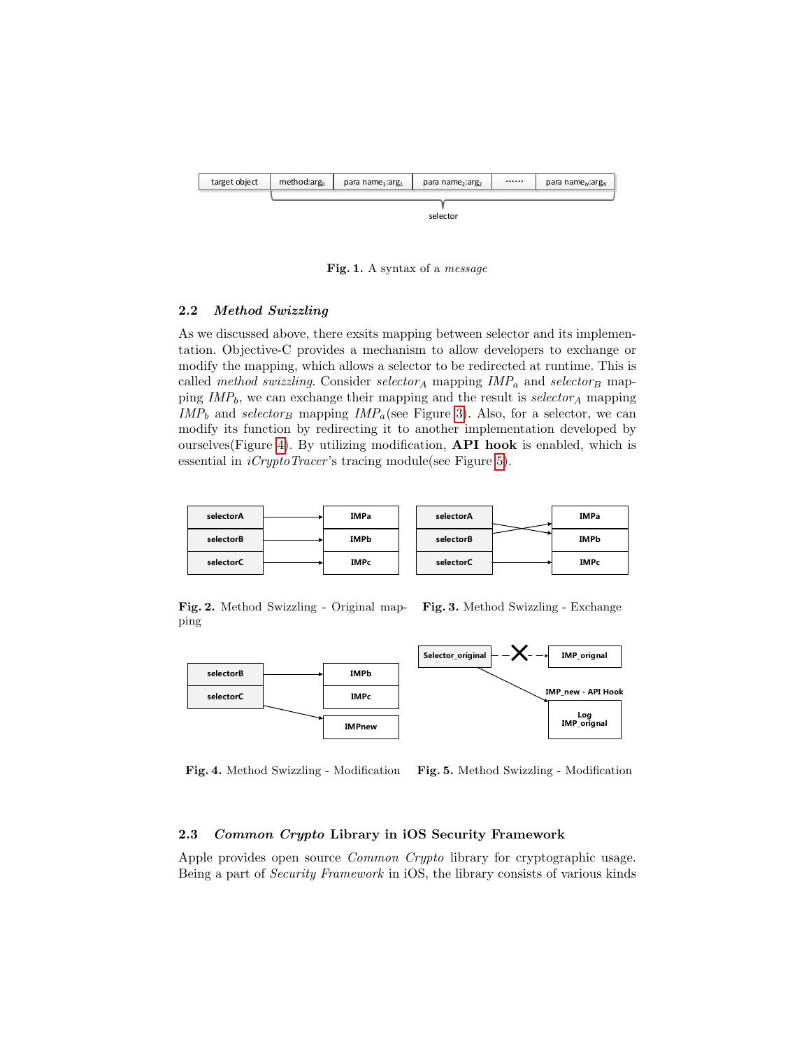Fig. 1. A syntax of a *message*

## 2.2 *Method Swizzling*

As we discussed above, there exsits mapping between selector and its implementation. Objective-C provides a mechanism to allow developers to exchange or modify the mapping, which allows a selector to be redirected at runtime. This is called *method swizzling*. Consider $selector_A$ mapping $IMP_a$ and $selector_B$ mapping $IMP_b$, we can exchange their mapping and the result is $selector_A$ mapping $IMP_b$ and $selector_B$ mapping $IMP_a$(see Figure 3). Also, for a selector, we can modify its function by redirecting it to another implementation developed by ourselves(Figure 4). By utilizing modification, **API hook** is enabled, which is essential in *iCryptoTracer*'s tracing module(see Figure 5).

**Fig. 2.** Method Swizzling - Original mapping

**Fig. 3.** Method Swizzling - Exchange

**Fig. 4.** Method Swizzling - Modification

**Fig. 5.** Method Swizzling - Modification

## 2.3 *Common Crypto* Library in iOS Security Framework

Apple provides open source *Common Crypto* library for cryptographic usage. Being a part of *Security Framework* in iOS, the library consists of various kinds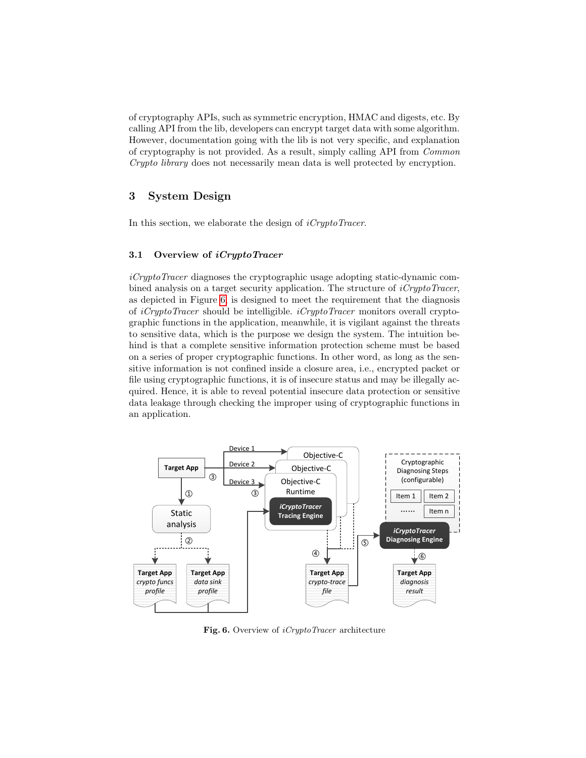of cryptography APIs, such as symmetric encryption, HMAC and digests, etc. By calling API from the lib, developers can encrypt target data with some algorithm. However, documentation going with the lib is not very specific, and explanation of cryptography is not provided. As a result, simply calling API from *Common Crypto library* does not necessarily mean data is well protected by encryption.

## 3 System Design

In this section, we elaborate the design of *iCryptoTracer*.

### 3.1 Overview of *iCryptoTracer*

*iCryptoTracer* diagnoses the cryptographic usage adopting static-dynamic combined analysis on a target security application. The structure of *iCryptoTracer*, as depicted in Figure 6, is designed to meet the requirement that the diagnosis of *iCryptoTracer* should be intelligible. *iCryptoTracer* monitors overall cryptographic functions in the application, meanwhile, it is vigilant against the threats to sensitive data, which is the purpose we design the system. The intuition behind is that a complete sensitive information protection scheme must be based on a series of proper cryptographic functions. In other word, as long as the sensitive information is not confined inside a closure area, i.e., encrypted packet or file using cryptographic functions, it is of insecure status and may be illegally acquired. Hence, it is able to reveal potential insecure data protection or sensitive data leakage through checking the improper using of cryptographic functions in an application.

**Fig. 6.** Overview of *iCryptoTracer* architecture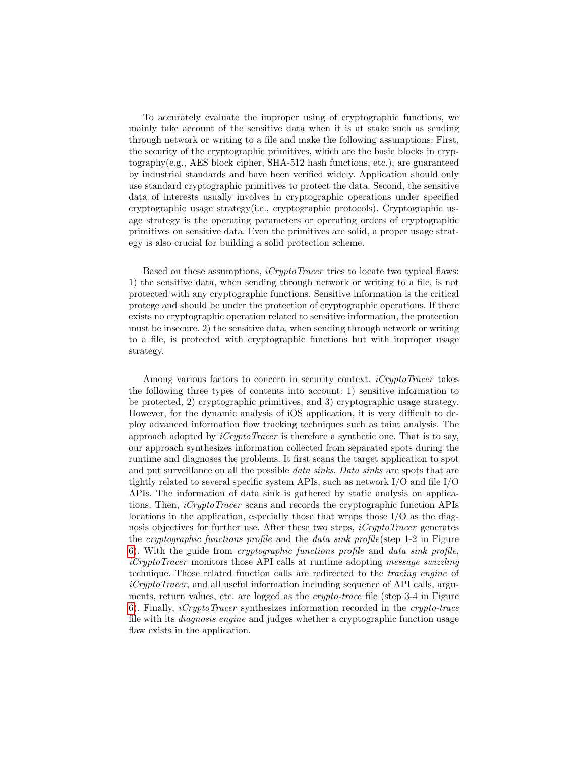To accurately evaluate the improper using of cryptographic functions, we mainly take account of the sensitive data when it is at stake such as sending through network or writing to a file and make the following assumptions: First, the security of the cryptographic primitives, which are the basic blocks in cryptography(e.g., AES block cipher, SHA-512 hash functions, etc.), are guaranteed by industrial standards and have been verified widely. Application should only use standard cryptographic primitives to protect the data. Second, the sensitive data of interests usually involves in cryptographic operations under specified cryptographic usage strategy(i.e., cryptographic protocols). Cryptographic usage strategy is the operating parameters or operating orders of cryptographic primitives on sensitive data. Even the primitives are solid, a proper usage strategy is also crucial for building a solid protection scheme.

Based on these assumptions, *iCryptoTracer* tries to locate two typical flaws: 1) the sensitive data, when sending through network or writing to a file, is not protected with any cryptographic functions. Sensitive information is the critical protege and should be under the protection of cryptographic operations. If there exists no cryptographic operation related to sensitive information, the protection must be insecure. 2) the sensitive data, when sending through network or writing to a file, is protected with cryptographic functions but with improper usage strategy.

Among various factors to concern in security context, *iCryptoTracer* takes the following three types of contents into account: 1) sensitive information to be protected, 2) cryptographic primitives, and 3) cryptographic usage strategy. However, for the dynamic analysis of iOS application, it is very difficult to deploy advanced information flow tracking techniques such as taint analysis. The approach adopted by *iCryptoTracer* is therefore a synthetic one. That is to say, our approach synthesizes information collected from separated spots during the runtime and diagnoses the problems. It first scans the target application to spot and put surveillance on all the possible *data sinks*. *Data sinks* are spots that are tightly related to several specific system APIs, such as network I/O and file I/O APIs. The information of data sink is gathered by static analysis on applications. Then, *iCryptoTracer* scans and records the cryptographic function APIs locations in the application, especially those that wraps those I/O as the diagnosis objectives for further use. After these two steps, *iCryptoTracer* generates the *cryptographic functions profile* and the *data sink profile*(step 1-2 in Figure 6). With the guide from *cryptographic functions profile* and *data sink profile*, *iCryptoTracer* monitors those API calls at runtime adopting *message swizzling* technique. Those related function calls are redirected to the *tracing engine* of *iCryptoTracer*, and all useful information including sequence of API calls, arguments, return values, etc. are logged as the *crypto-trace* file (step 3-4 in Figure 6). Finally, *iCryptoTracer* synthesizes information recorded in the *crypto-trace* file with its *diagnosis engine* and judges whether a cryptographic function usage flaw exists in the application.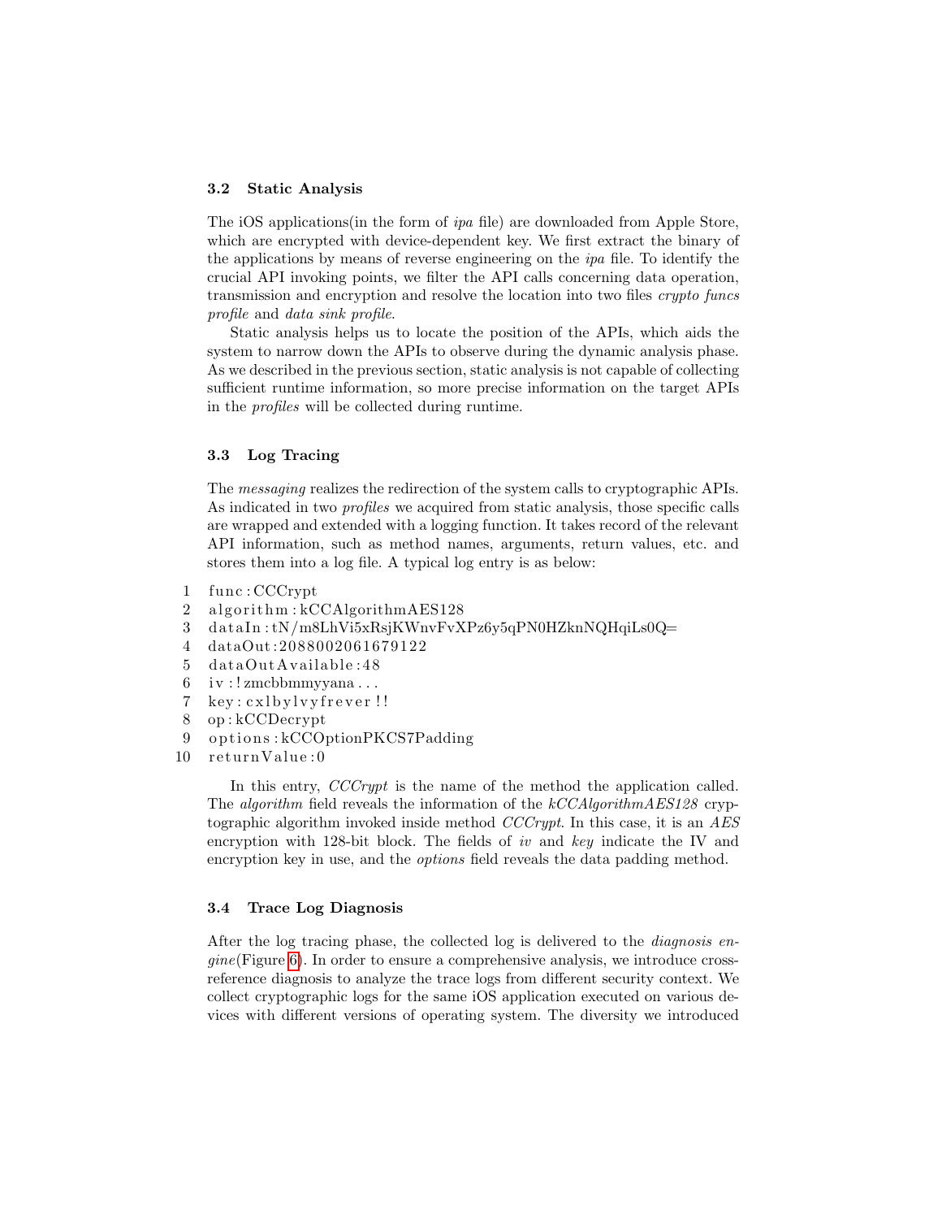### 3.2 Static Analysis

The iOS applications(in the form of *ipa* file) are downloaded from Apple Store, which are encrypted with device-dependent key. We first extract the binary of the applications by means of reverse engineering on the *ipa* file. To identify the crucial API invoking points, we filter the API calls concerning data operation, transmission and encryption and resolve the location into two files *crypto funcs profile* and *data sink profile*.

Static analysis helps us to locate the position of the APIs, which aids the system to narrow down the APIs to observe during the dynamic analysis phase. As we described in the previous section, static analysis is not capable of collecting sufficient runtime information, so more precise information on the target APIs in the *profiles* will be collected during runtime.

### 3.3 Log Tracing

The *messaging* realizes the redirection of the system calls to cryptographic APIs. As indicated in two *profiles* we acquired from static analysis, those specific calls are wrapped and extended with a logging function. It takes record of the relevant API information, such as method names, arguments, return values, etc. and stores them into a log file. A typical log entry is as below:

```
1  func:CCCrypt
2  algorithm:kCCAlgorithmAES128
3  dataIn:tN/m8LhVi5xRsjKWnvFvXPz6y5qPN0HZknNQHqiLs0Q=
4  dataOut:2088002061679122
5  dataOutAvailable:48
6  iv:!zmcbbmmyyana...
7  key:cxlbylvyfrever!!
8  op:kCCDecrypt
9  options:kCCOptionPKCS7Padding
10 returnValue:0
```

In this entry, *CCCrypt* is the name of the method the application called. The *algorithm* field reveals the information of the *kCCAlgorithmAES128* cryptographic algorithm invoked inside method *CCCrypt*. In this case, it is an *AES* encryption with 128-bit block. The fields of *iv* and *key* indicate the IV and encryption key in use, and the *options* field reveals the data padding method.

### 3.4 Trace Log Diagnosis

After the log tracing phase, the collected log is delivered to the *diagnosis engine*(Figure 6). In order to ensure a comprehensive analysis, we introduce cross-reference diagnosis to analyze the trace logs from different security context. We collect cryptographic logs for the same iOS application executed on various devices with different versions of operating system. The diversity we introduced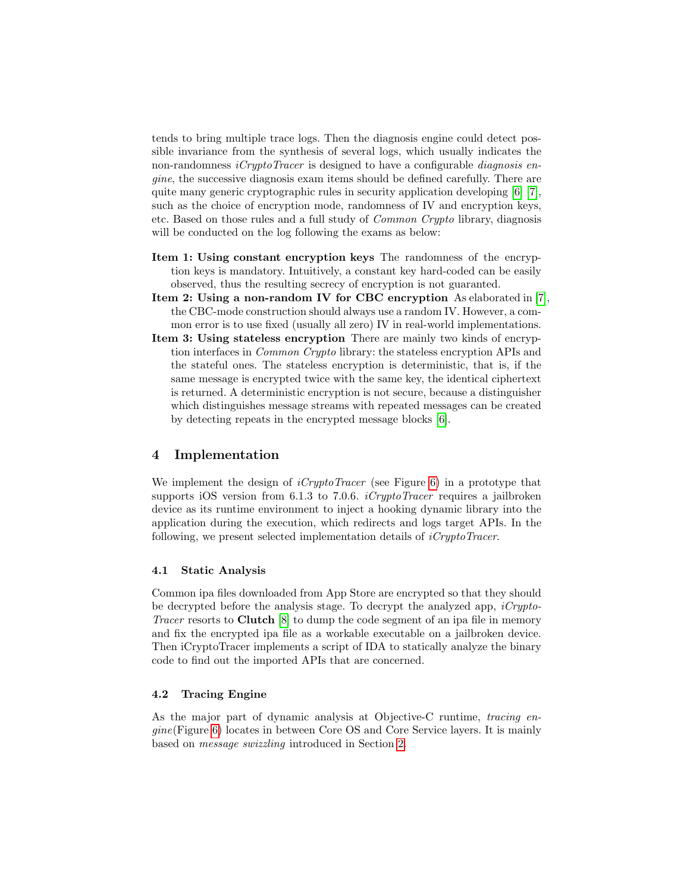tends to bring multiple trace logs. Then the diagnosis engine could detect possible invariance from the synthesis of several logs, which usually indicates the non-randomness *iCryptoTracer* is designed to have a configurable *diagnosis engine*, the successive diagnosis exam items should be defined carefully. There are quite many generic cryptographic rules in security application developing [6] [7], such as the choice of encryption mode, randomness of IV and encryption keys, etc. Based on those rules and a full study of *Common Crypto* library, diagnosis will be conducted on the log following the exams as below:

**Item 1: Using constant encryption keys** The randomness of the encryption keys is mandatory. Intuitively, a constant key hard-coded can be easily observed, thus the resulting secrecy of encryption is not guaranted.

**Item 2: Using a non-random IV for CBC encryption** As elaborated in [7], the CBC-mode construction should always use a random IV. However, a common error is to use fixed (usually all zero) IV in real-world implementations.

**Item 3: Using stateless encryption** There are mainly two kinds of encryption interfaces in *Common Crypto* library: the stateless encryption APIs and the stateful ones. The stateless encryption is deterministic, that is, if the same message is encrypted twice with the same key, the identical ciphertext is returned. A deterministic encryption is not secure, because a distinguisher which distinguishes message streams with repeated messages can be created by detecting repeats in the encrypted message blocks [6].

## 4 Implementation

We implement the design of *iCryptoTracer* (see Figure 6) in a prototype that supports iOS version from 6.1.3 to 7.0.6. *iCryptoTracer* requires a jailbroken device as its runtime environment to inject a hooking dynamic library into the application during the execution, which redirects and logs target APIs. In the following, we present selected implementation details of *iCryptoTracer*.

### 4.1 Static Analysis

Common ipa files downloaded from App Store are encrypted so that they should be decrypted before the analysis stage. To decrypt the analyzed app, *iCryptoTracer* resorts to **Clutch** [8] to dump the code segment of an ipa file in memory and fix the encrypted ipa file as a workable executable on a jailbroken device. Then iCryptoTracer implements a script of IDA to statically analyze the binary code to find out the imported APIs that are concerned.

### 4.2 Tracing Engine

As the major part of dynamic analysis at Objective-C runtime, *tracing engine*(Figure 6) locates in between Core OS and Core Service layers. It is mainly based on *message swizzling* introduced in Section 2.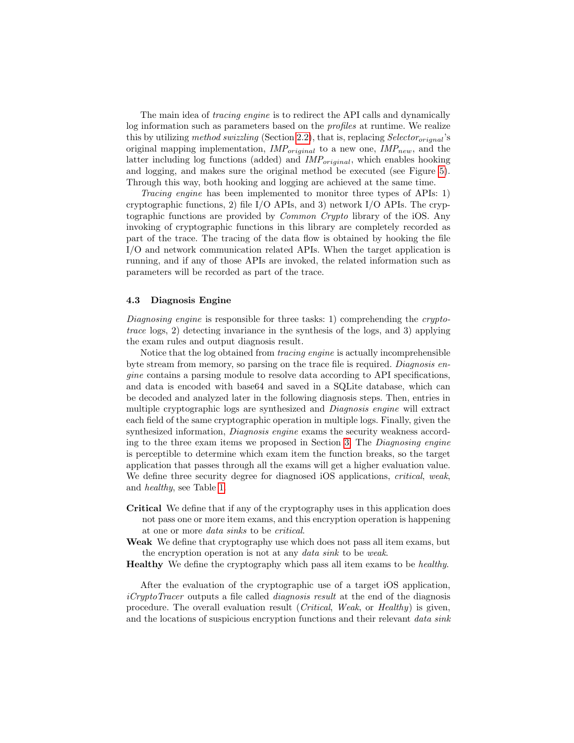The main idea of *tracing engine* is to redirect the API calls and dynamically log information such as parameters based on the *profiles* at runtime. We realize this by utilizing *method swizzling* (Section 2.2), that is, replacing $Selector_{orignal}$'s original mapping implementation, $IMP_{original}$ to a new one, $IMP_{new}$, and the latter including log functions (added) and $IMP_{original}$, which enables hooking and logging, and makes sure the original method be executed (see Figure 5). Through this way, both hooking and logging are achieved at the same time.

*Tracing engine* has been implemented to monitor three types of APIs: 1) cryptographic functions, 2) file I/O APIs, and 3) network I/O APIs. The cryptographic functions are provided by *Common Crypto* library of the iOS. Any invoking of cryptographic functions in this library are completely recorded as part of the trace. The tracing of the data flow is obtained by hooking the file I/O and network communication related APIs. When the target application is running, and if any of those APIs are invoked, the related information such as parameters will be recorded as part of the trace.

### 4.3 Diagnosis Engine

*Diagnosing engine* is responsible for three tasks: 1) comprehending the *crypto-trace* logs, 2) detecting invariance in the synthesis of the logs, and 3) applying the exam rules and output diagnosis result.

Notice that the log obtained from *tracing engine* is actually incomprehensible byte stream from memory, so parsing on the trace file is required. *Diagnosis engine* contains a parsing module to resolve data according to API specifications, and data is encoded with base64 and saved in a SQLite database, which can be decoded and analyzed later in the following diagnosis steps. Then, entries in multiple cryptographic logs are synthesized and *Diagnosis engine* will extract each field of the same cryptographic operation in multiple logs. Finally, given the synthesized information, *Diagnosis engine* exams the security weakness according to the three exam items we proposed in Section 3. The *Diagnosing engine* is perceptible to determine which exam item the function breaks, so the target application that passes through all the exams will get a higher evaluation value. We define three security degree for diagnosed iOS applications, *critical*, *weak*, and *healthy*, see Table 1.

**Critical** We define that if any of the cryptography uses in this application does not pass one or more item exams, and this encryption operation is happening at one or more *data sinks* to be *critical*.

**Weak** We define that cryptography use which does not pass all item exams, but the encryption operation is not at any *data sink* to be *weak*.

**Healthy** We define the cryptography which pass all item exams to be *healthy*.

After the evaluation of the cryptographic use of a target iOS application, *iCryptoTracer* outputs a file called *diagnosis result* at the end of the diagnosis procedure. The overall evaluation result (*Critical*, *Weak*, or *Healthy*) is given, and the locations of suspicious encryption functions and their relevant *data sink*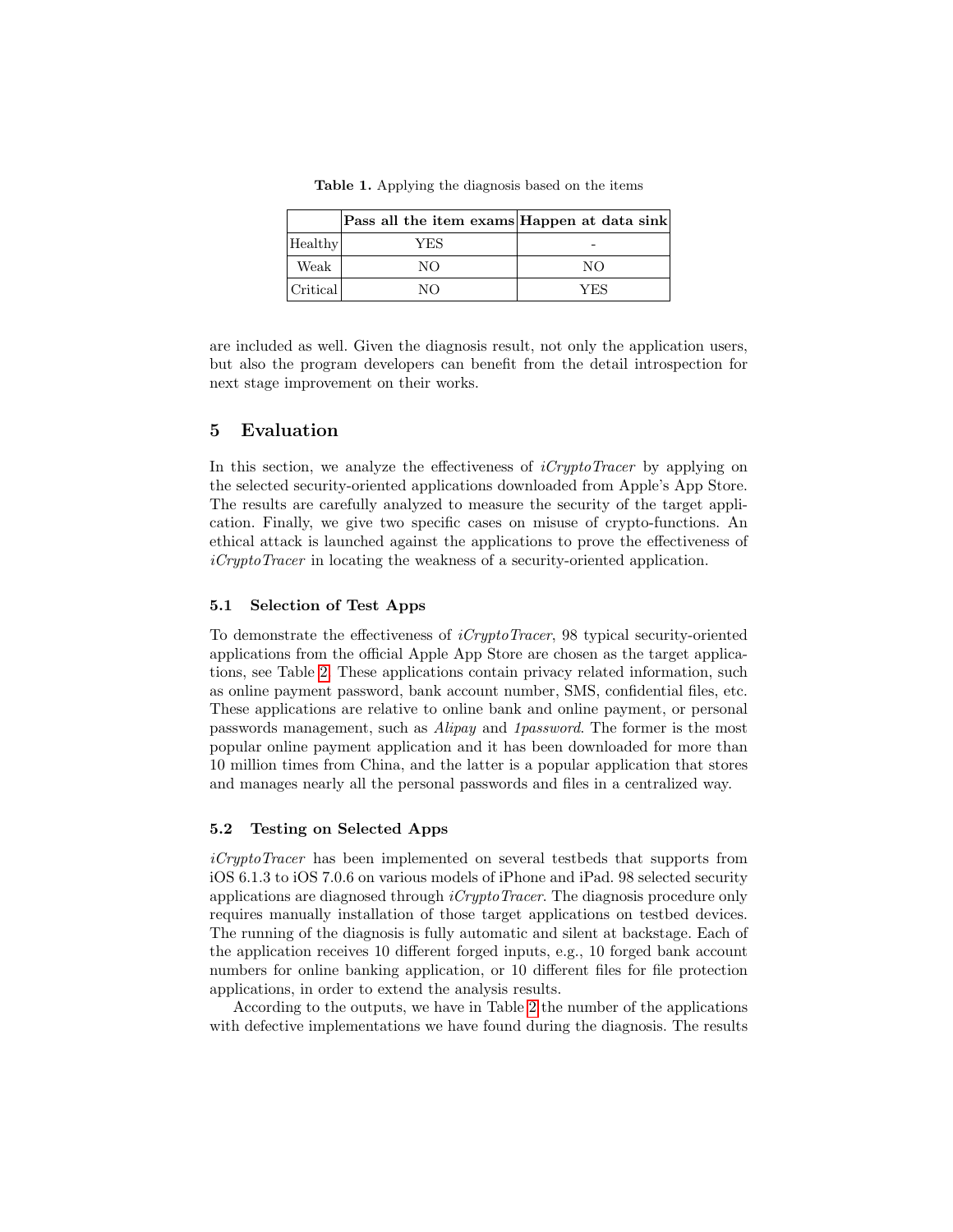**Table 1.** Applying the diagnosis based on the items

| | **Pass all the item exams** | **Happen at data sink** |
|---|---|---|
| Healthy | YES | - |
| Weak | NO | NO |
| Critical | NO | YES |

are included as well. Given the diagnosis result, not only the application users, but also the program developers can benefit from the detail introspection for next stage improvement on their works.

## 5 Evaluation

In this section, we analyze the effectiveness of *iCryptoTracer* by applying on the selected security-oriented applications downloaded from Apple's App Store. The results are carefully analyzed to measure the security of the target application. Finally, we give two specific cases on misuse of crypto-functions. An ethical attack is launched against the applications to prove the effectiveness of *iCryptoTracer* in locating the weakness of a security-oriented application.

### 5.1 Selection of Test Apps

To demonstrate the effectiveness of *iCryptoTracer*, 98 typical security-oriented applications from the official Apple App Store are chosen as the target applications, see Table 2. These applications contain privacy related information, such as online payment password, bank account number, SMS, confidential files, etc. These applications are relative to online bank and online payment, or personal passwords management, such as *Alipay* and *1password*. The former is the most popular online payment application and it has been downloaded for more than 10 million times from China, and the latter is a popular application that stores and manages nearly all the personal passwords and files in a centralized way.

### 5.2 Testing on Selected Apps

*iCryptoTracer* has been implemented on several testbeds that supports from iOS 6.1.3 to iOS 7.0.6 on various models of iPhone and iPad. 98 selected security applications are diagnosed through *iCryptoTracer*. The diagnosis procedure only requires manually installation of those target applications on testbed devices. The running of the diagnosis is fully automatic and silent at backstage. Each of the application receives 10 different forged inputs, e.g., 10 forged bank account numbers for online banking application, or 10 different files for file protection applications, in order to extend the analysis results.

According to the outputs, we have in Table 2 the number of the applications with defective implementations we have found during the diagnosis. The results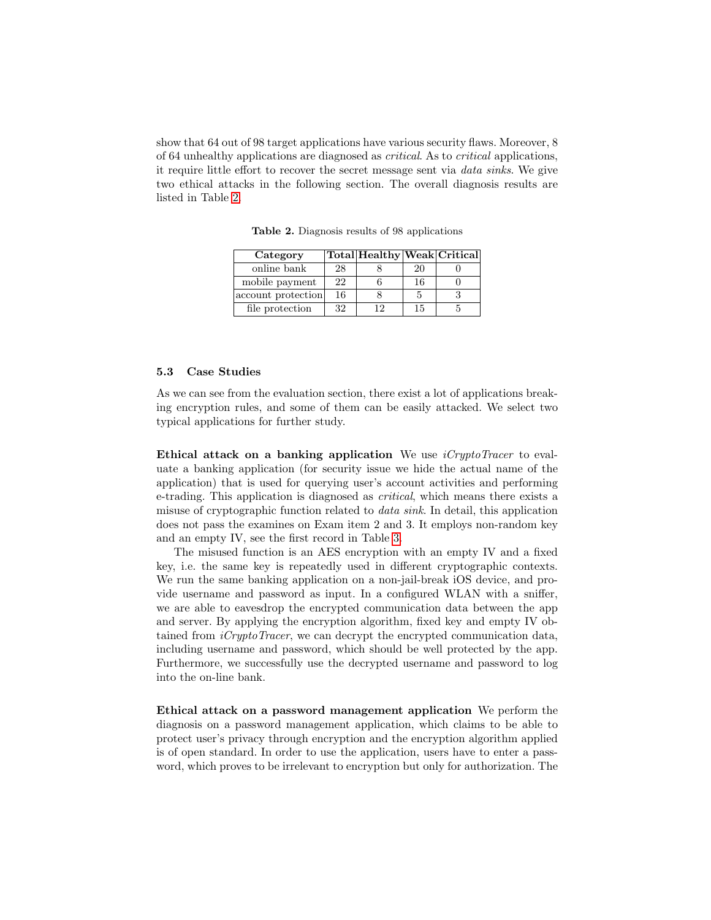show that 64 out of 98 target applications have various security flaws. Moreover, 8 of 64 unhealthy applications are diagnosed as *critical*. As to *critical* applications, it require little effort to recover the secret message sent via *data sinks*. We give two ethical attacks in the following section. The overall diagnosis results are listed in Table 2.

**Table 2.** Diagnosis results of 98 applications

| Category | Total | Healthy | Weak | Critical |
|---|---|---|---|---|
| online bank | 28 | 8 | 20 | 0 |
| mobile payment | 22 | 6 | 16 | 0 |
| account protection | 16 | 8 | 5 | 3 |
| file protection | 32 | 12 | 15 | 5 |

### 5.3 Case Studies

As we can see from the evaluation section, there exist a lot of applications breaking encryption rules, and some of them can be easily attacked. We select two typical applications for further study.

**Ethical attack on a banking application** We use *iCryptoTracer* to evaluate a banking application (for security issue we hide the actual name of the application) that is used for querying user's account activities and performing e-trading. This application is diagnosed as *critical*, which means there exists a misuse of cryptographic function related to *data sink*. In detail, this application does not pass the examines on Exam item 2 and 3. It employs non-random key and an empty IV, see the first record in Table 3.

The misused function is an AES encryption with an empty IV and a fixed key, i.e. the same key is repeatedly used in different cryptographic contexts. We run the same banking application on a non-jail-break iOS device, and provide username and password as input. In a configured WLAN with a sniffer, we are able to eavesdrop the encrypted communication data between the app and server. By applying the encryption algorithm, fixed key and empty IV obtained from *iCryptoTracer*, we can decrypt the encrypted communication data, including username and password, which should be well protected by the app. Furthermore, we successfully use the decrypted username and password to log into the on-line bank.

**Ethical attack on a password management application** We perform the diagnosis on a password management application, which claims to be able to protect user's privacy through encryption and the encryption algorithm applied is of open standard. In order to use the application, users have to enter a password, which proves to be irrelevant to encryption but only for authorization. The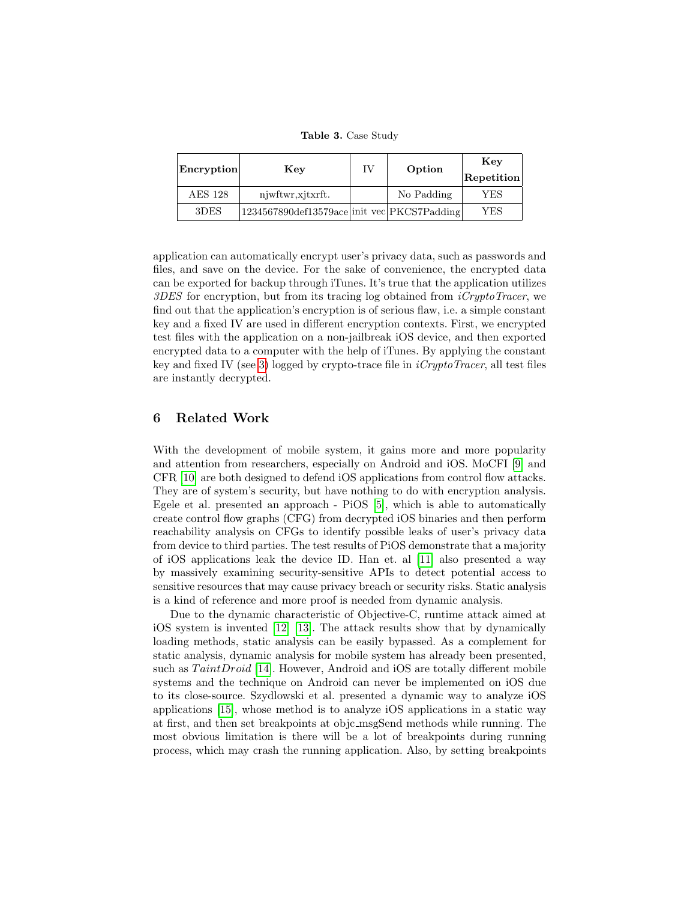**Table 3.** Case Study

| **Encryption** | **Key** | IV | **Option** | **Key Repetition** |
|---|---|---|---|---|
| AES 128 | njwftwr,xjtxrft. | | No Padding | YES |
| 3DES | 1234567890def13579ace | init vec | PKCS7Padding | YES |

application can automatically encrypt user's privacy data, such as passwords and files, and save on the device. For the sake of convenience, the encrypted data can be exported for backup through iTunes. It's true that the application utilizes *3DES* for encryption, but from its tracing log obtained from *iCryptoTracer*, we find out that the application's encryption is of serious flaw, i.e. a simple constant key and a fixed IV are used in different encryption contexts. First, we encrypted test files with the application on a non-jailbreak iOS device, and then exported encrypted data to a computer with the help of iTunes. By applying the constant key and fixed IV (see 3) logged by crypto-trace file in *iCryptoTracer*, all test files are instantly decrypted.

## 6 Related Work

With the development of mobile system, it gains more and more popularity and attention from researchers, especially on Android and iOS. MoCFI [9] and CFR [10] are both designed to defend iOS applications from control flow attacks. They are of system's security, but have nothing to do with encryption analysis. Egele et al. presented an approach - PiOS [5], which is able to automatically create control flow graphs (CFG) from decrypted iOS binaries and then perform reachability analysis on CFGs to identify possible leaks of user's privacy data from device to third parties. The test results of PiOS demonstrate that a majority of iOS applications leak the device ID. Han et. al [11] also presented a way by massively examining security-sensitive APIs to detect potential access to sensitive resources that may cause privacy breach or security risks. Static analysis is a kind of reference and more proof is needed from dynamic analysis.

Due to the dynamic characteristic of Objective-C, runtime attack aimed at iOS system is invented [12] [13]. The attack results show that by dynamically loading methods, static analysis can be easily bypassed. As a complement for static analysis, dynamic analysis for mobile system has already been presented, such as *TaintDroid* [14]. However, Android and iOS are totally different mobile systems and the technique on Android can never be implemented on iOS due to its close-source. Szydlowski et al. presented a dynamic way to analyze iOS applications [15], whose method is to analyze iOS applications in a static way at first, and then set breakpoints at objc_msgSend methods while running. The most obvious limitation is there will be a lot of breakpoints during running process, which may crash the running application. Also, by setting breakpoints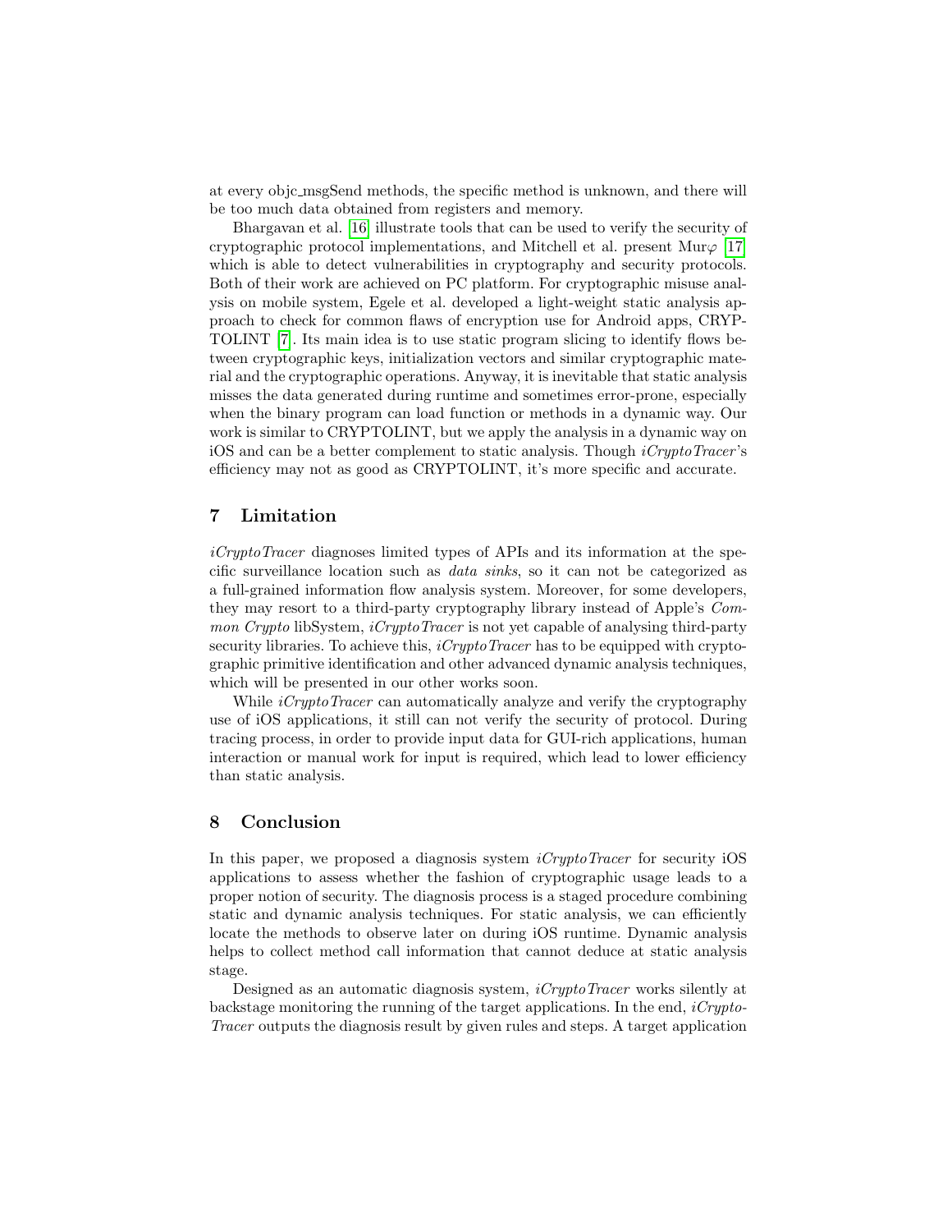at every objc_msgSend methods, the specific method is unknown, and there will be too much data obtained from registers and memory.

Bhargavan et al. [16] illustrate tools that can be used to verify the security of cryptographic protocol implementations, and Mitchell et al. present Mur$\varphi$ [17] which is able to detect vulnerabilities in cryptography and security protocols. Both of their work are achieved on PC platform. For cryptographic misuse analysis on mobile system, Egele et al. developed a light-weight static analysis approach to check for common flaws of encryption use for Android apps, CRYPTOLINT [7]. Its main idea is to use static program slicing to identify flows between cryptographic keys, initialization vectors and similar cryptographic material and the cryptographic operations. Anyway, it is inevitable that static analysis misses the data generated during runtime and sometimes error-prone, especially when the binary program can load function or methods in a dynamic way. Our work is similar to CRYPTOLINT, but we apply the analysis in a dynamic way on iOS and can be a better complement to static analysis. Though *iCryptoTracer*'s efficiency may not as good as CRYPTOLINT, it's more specific and accurate.

## 7 Limitation

*iCryptoTracer* diagnoses limited types of APIs and its information at the specific surveillance location such as *data sinks*, so it can not be categorized as a full-grained information flow analysis system. Moreover, for some developers, they may resort to a third-party cryptography library instead of Apple's *Common Crypto* libSystem, *iCryptoTracer* is not yet capable of analysing third-party security libraries. To achieve this, *iCryptoTracer* has to be equipped with cryptographic primitive identification and other advanced dynamic analysis techniques, which will be presented in our other works soon.

While *iCryptoTracer* can automatically analyze and verify the cryptography use of iOS applications, it still can not verify the security of protocol. During tracing process, in order to provide input data for GUI-rich applications, human interaction or manual work for input is required, which lead to lower efficiency than static analysis.

## 8 Conclusion

In this paper, we proposed a diagnosis system *iCryptoTracer* for security iOS applications to assess whether the fashion of cryptographic usage leads to a proper notion of security. The diagnosis process is a staged procedure combining static and dynamic analysis techniques. For static analysis, we can efficiently locate the methods to observe later on during iOS runtime. Dynamic analysis helps to collect method call information that cannot deduce at static analysis stage.

Designed as an automatic diagnosis system, *iCryptoTracer* works silently at backstage monitoring the running of the target applications. In the end, *iCryptoTracer* outputs the diagnosis result by given rules and steps. A target application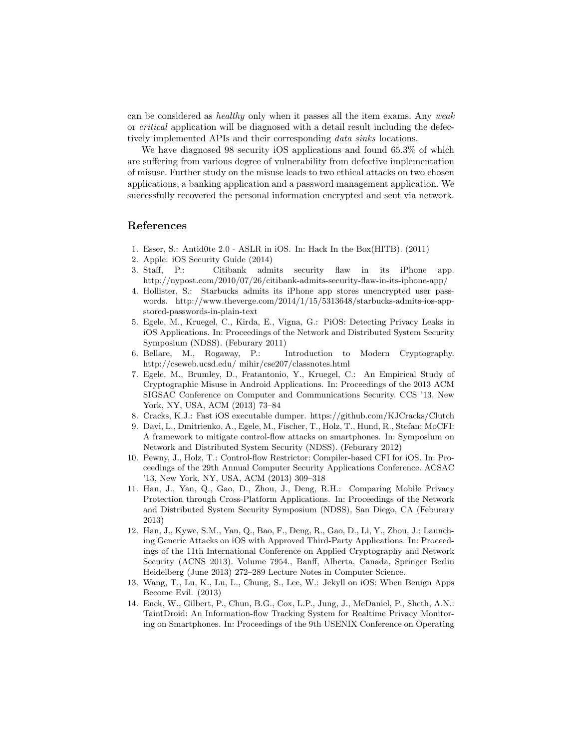can be considered as *healthy* only when it passes all the item exams. Any *weak* or *critical* application will be diagnosed with a detail result including the defectively implemented APIs and their corresponding *data sinks* locations.

We have diagnosed 98 security iOS applications and found 65.3% of which are suffering from various degree of vulnerability from defective implementation of misuse. Further study on the misuse leads to two ethical attacks on two chosen applications, a banking application and a password management application. We successfully recovered the personal information encrypted and sent via network.

## References

1. Esser, S.: Antid0te 2.0 - ASLR in iOS. In: Hack In the Box(HITB). (2011)
2. Apple: iOS Security Guide (2014)
3. Staff, P.: Citibank admits security flaw in its iPhone app. http://nypost.com/2010/07/26/citibank-admits-security-flaw-in-its-iphone-app/
4. Hollister, S.: Starbucks admits its iPhone app stores unencrypted user passwords. http://www.theverge.com/2014/1/15/5313648/starbucks-admits-ios-app-stored-passwords-in-plain-text
5. Egele, M., Kruegel, C., Kirda, E., Vigna, G.: PiOS: Detecting Privacy Leaks in iOS Applications. In: Proceedings of the Network and Distributed System Security Symposium (NDSS). (Feburary 2011)
6. Bellare, M., Rogaway, P.: Introduction to Modern Cryptography. http://cseweb.ucsd.edu/ mihir/cse207/classnotes.html
7. Egele, M., Brumley, D., Fratantonio, Y., Kruegel, C.: An Empirical Study of Cryptographic Misuse in Android Applications. In: Proceedings of the 2013 ACM SIGSAC Conference on Computer and Communications Security. CCS '13, New York, NY, USA, ACM (2013) 73–84
8. Cracks, K.J.: Fast iOS executable dumper. https://github.com/KJCracks/Clutch
9. Davi, L., Dmitrienko, A., Egele, M., Fischer, T., Holz, T., Hund, R., Stefan: MoCFI: A framework to mitigate control-flow attacks on smartphones. In: Symposium on Network and Distributed System Security (NDSS). (Feburary 2012)
10. Pewny, J., Holz, T.: Control-flow Restrictor: Compiler-based CFI for iOS. In: Proceedings of the 29th Annual Computer Security Applications Conference. ACSAC '13, New York, NY, USA, ACM (2013) 309–318
11. Han, J., Yan, Q., Gao, D., Zhou, J., Deng, R.H.: Comparing Mobile Privacy Protection through Cross-Platform Applications. In: Proceedings of the Network and Distributed System Security Symposium (NDSS), San Diego, CA (Feburary 2013)
12. Han, J., Kywe, S.M., Yan, Q., Bao, F., Deng, R., Gao, D., Li, Y., Zhou, J.: Launching Generic Attacks on iOS with Approved Third-Party Applications. In: Proceedings of the 11th International Conference on Applied Cryptography and Network Security (ACNS 2013). Volume 7954., Banff, Alberta, Canada, Springer Berlin Heidelberg (June 2013) 272–289 Lecture Notes in Computer Science.
13. Wang, T., Lu, K., Lu, L., Chung, S., Lee, W.: Jekyll on iOS: When Benign Apps Become Evil. (2013)
14. Enck, W., Gilbert, P., Chun, B.G., Cox, L.P., Jung, J., McDaniel, P., Sheth, A.N.: TaintDroid: An Information-flow Tracking System for Realtime Privacy Monitoring on Smartphones. In: Proceedings of the 9th USENIX Conference on Operating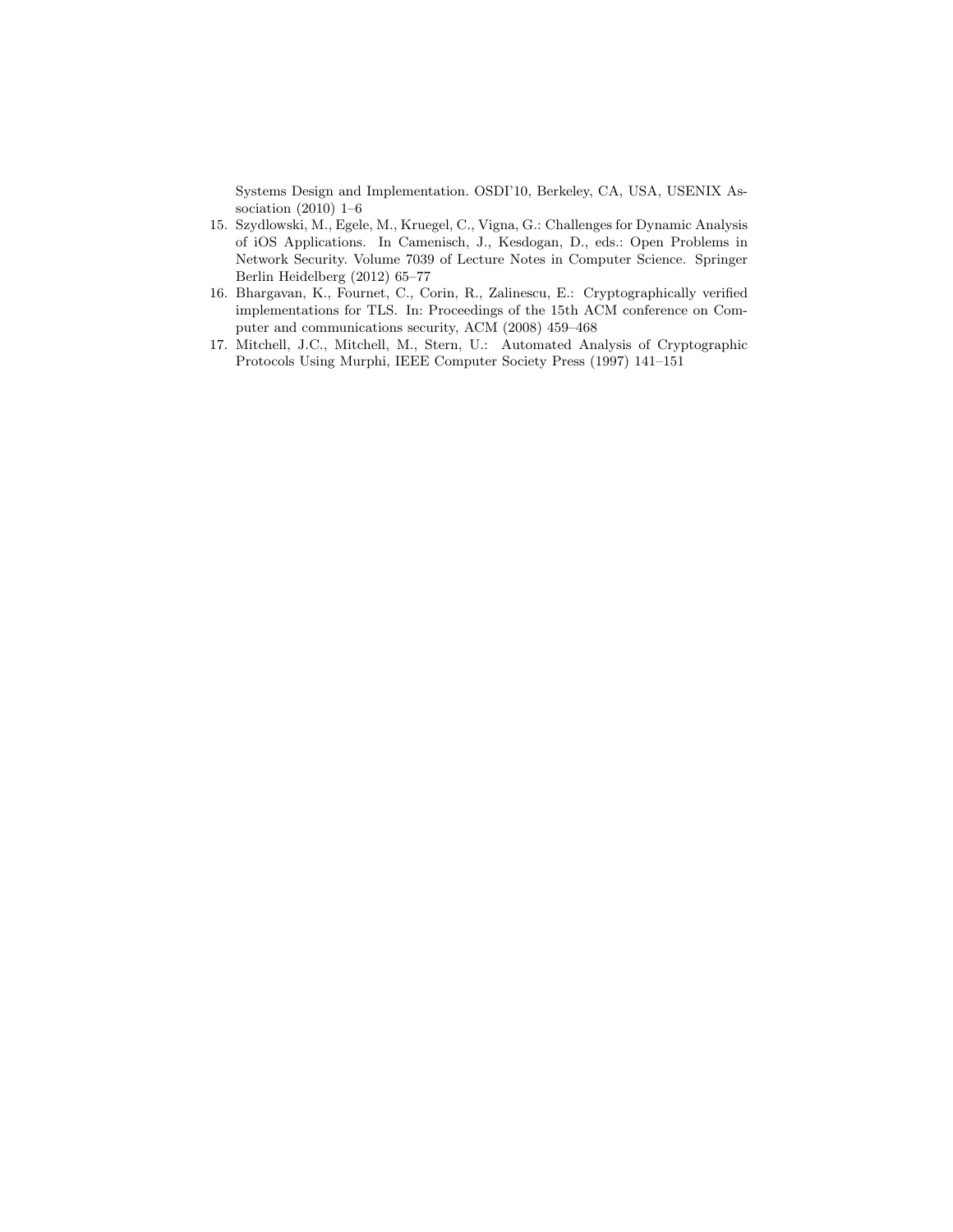Systems Design and Implementation. OSDI'10, Berkeley, CA, USA, USENIX Association (2010) 1–6

15. Szydlowski, M., Egele, M., Kruegel, C., Vigna, G.: Challenges for Dynamic Analysis of iOS Applications. In Camenisch, J., Kesdogan, D., eds.: Open Problems in Network Security. Volume 7039 of Lecture Notes in Computer Science. Springer Berlin Heidelberg (2012) 65–77
16. Bhargavan, K., Fournet, C., Corin, R., Zalinescu, E.: Cryptographically verified implementations for TLS. In: Proceedings of the 15th ACM conference on Computer and communications security, ACM (2008) 459–468
17. Mitchell, J.C., Mitchell, M., Stern, U.: Automated Analysis of Cryptographic Protocols Using Murphi, IEEE Computer Society Press (1997) 141–151